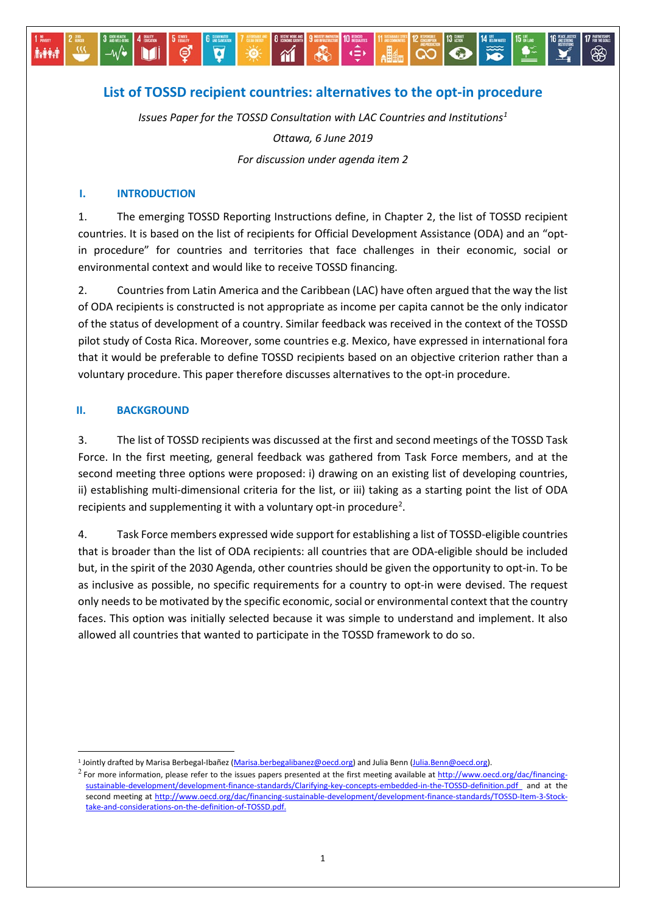# List of TOSSD recipient countries: alternatives to the opt-in procedure

*Issues Paper for the TOSSD Consultation with LAC Countries and Institutions[1]*

*Ottawa, 6 June 2019*

*For discussion under agenda item 2*

## I. INTRODUCTION

1. The emerging TOSSD Reporting Instructions define, in Chapter 2, the list of TOSSD recipient countries. It is based on the list of recipients for Official Development Assistance (ODA) and an "opt-in procedure" for countries and territories that face challenges in their economic, social or environmental context and would like to receive TOSSD financing.

2. Countries from Latin America and the Caribbean (LAC) have often argued that the way the list of ODA recipients is constructed is not appropriate as income per capita cannot be the only indicator of the status of development of a country. Similar feedback was received in the context of the TOSSD pilot study of Costa Rica. Moreover, some countries e.g. Mexico, have expressed in international fora that it would be preferable to define TOSSD recipients based on an objective criterion rather than a voluntary procedure. This paper therefore discusses alternatives to the opt-in procedure.

## II. BACKGROUND

3. The list of TOSSD recipients was discussed at the first and second meetings of the TOSSD Task Force. In the first meeting, general feedback was gathered from Task Force members, and at the second meeting three options were proposed: i) drawing on an existing list of developing countries, ii) establishing multi-dimensional criteria for the list, or iii) taking as a starting point the list of ODA recipients and supplementing it with a voluntary opt-in procedure[2].

4. Task Force members expressed wide support for establishing a list of TOSSD-eligible countries that is broader than the list of ODA recipients: all countries that are ODA-eligible should be included but, in the spirit of the 2030 Agenda, other countries should be given the opportunity to opt-in. To be as inclusive as possible, no specific requirements for a country to opt-in were devised. The request only needs to be motivated by the specific economic, social or environmental context that the country faces. This option was initially selected because it was simple to understand and implement. It also allowed all countries that wanted to participate in the TOSSD framework to do so.

---

[1] Jointly drafted by Marisa Berbegal-Ibañez (Marisa.berbegalibanez@oecd.org) and Julia Benn (Julia.Benn@oecd.org).

[2] For more information, please refer to the issues papers presented at the first meeting available at http://www.oecd.org/dac/financing-sustainable-development/development-finance-standards/Clarifying-key-concepts-embedded-in-the-TOSSD-definition.pdf and at the second meeting at http://www.oecd.org/dac/financing-sustainable-development/development-finance-standards/TOSSD-Item-3-Stock-take-and-considerations-on-the-definition-of-TOSSD.pdf.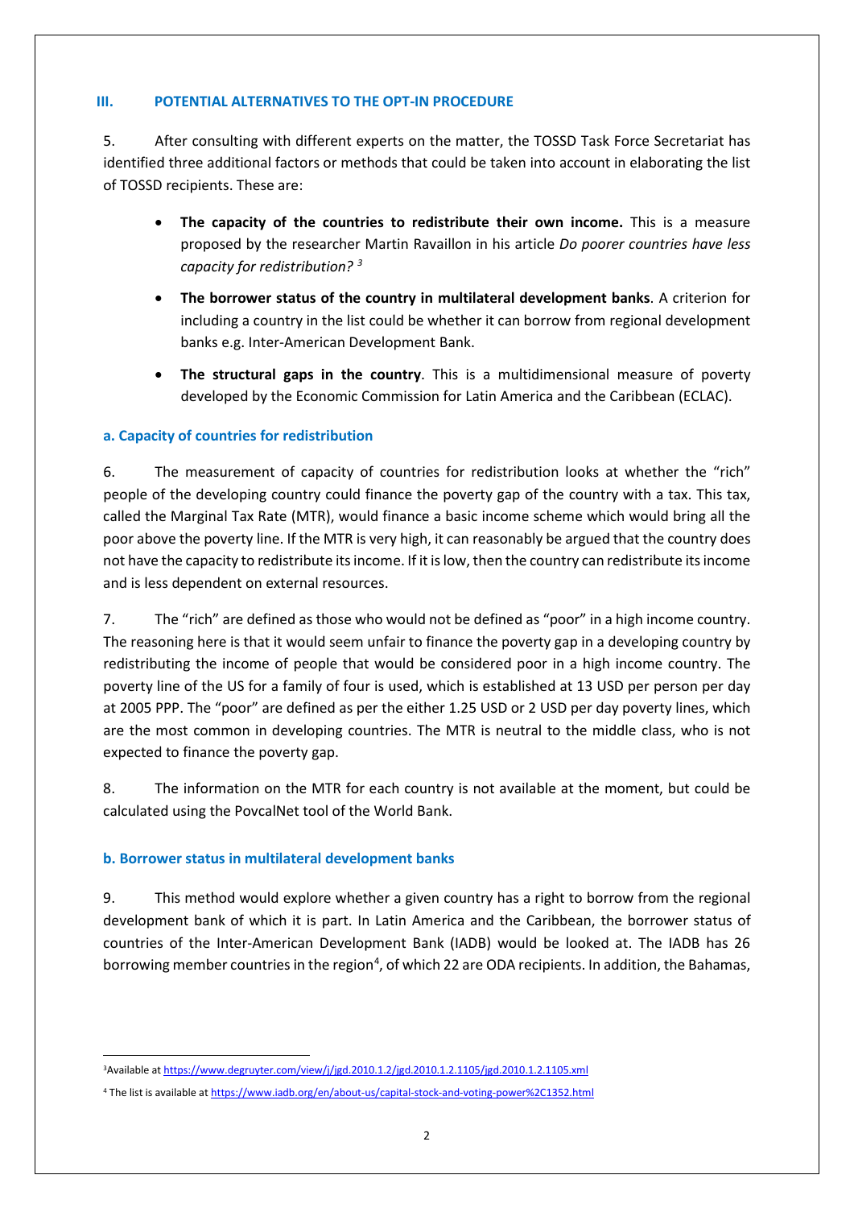### III. POTENTIAL ALTERNATIVES TO THE OPT-IN PROCEDURE

5. After consulting with different experts on the matter, the TOSSD Task Force Secretariat has identified three additional factors or methods that could be taken into account in elaborating the list of TOSSD recipients. These are:

- **The capacity of the countries to redistribute their own income.** This is a measure proposed by the researcher Martin Ravaillon in his article *Do poorer countries have less capacity for redistribution?* [3]
- **The borrower status of the country in multilateral development banks**. A criterion for including a country in the list could be whether it can borrow from regional development banks e.g. Inter-American Development Bank.
- **The structural gaps in the country**. This is a multidimensional measure of poverty developed by the Economic Commission for Latin America and the Caribbean (ECLAC).

#### a. Capacity of countries for redistribution

6. The measurement of capacity of countries for redistribution looks at whether the "rich" people of the developing country could finance the poverty gap of the country with a tax. This tax, called the Marginal Tax Rate (MTR), would finance a basic income scheme which would bring all the poor above the poverty line. If the MTR is very high, it can reasonably be argued that the country does not have the capacity to redistribute its income. If it is low, then the country can redistribute its income and is less dependent on external resources.

7. The "rich" are defined as those who would not be defined as "poor" in a high income country. The reasoning here is that it would seem unfair to finance the poverty gap in a developing country by redistributing the income of people that would be considered poor in a high income country. The poverty line of the US for a family of four is used, which is established at 13 USD per person per day at 2005 PPP. The "poor" are defined as per the either 1.25 USD or 2 USD per day poverty lines, which are the most common in developing countries. The MTR is neutral to the middle class, who is not expected to finance the poverty gap.

8. The information on the MTR for each country is not available at the moment, but could be calculated using the PovcalNet tool of the World Bank.

#### b. Borrower status in multilateral development banks

9. This method would explore whether a given country has a right to borrow from the regional development bank of which it is part. In Latin America and the Caribbean, the borrower status of countries of the Inter-American Development Bank (IADB) would be looked at. The IADB has 26 borrowing member countries in the region[4], of which 22 are ODA recipients. In addition, the Bahamas,

---

[3] Available at https://www.degruyter.com/view/j/jgd.2010.1.2/jgd.2010.1.2.1105/jgd.2010.1.2.1105.xml

[4] The list is available at https://www.iadb.org/en/about-us/capital-stock-and-voting-power%2C1352.html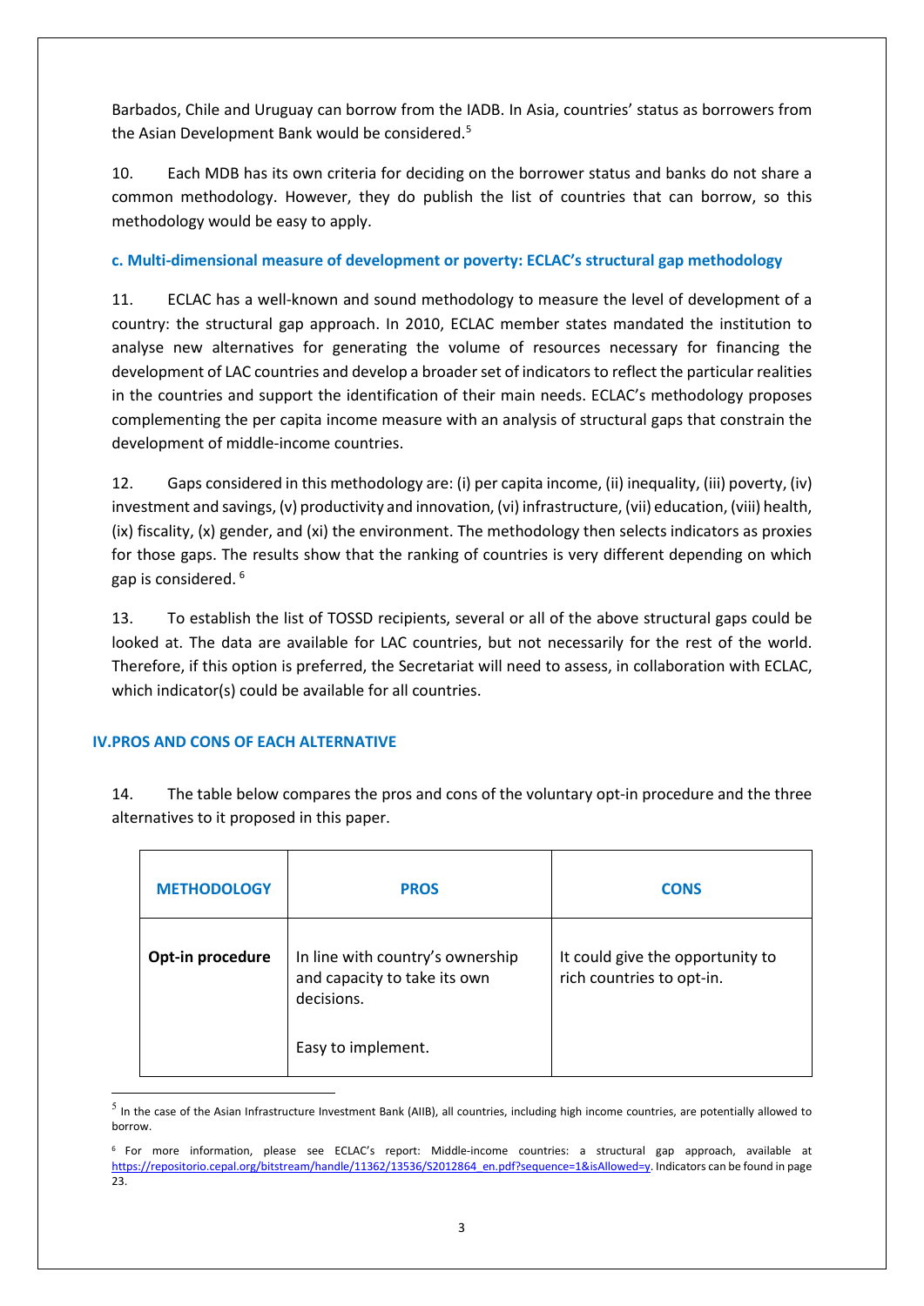Barbados, Chile and Uruguay can borrow from the IADB. In Asia, countries' status as borrowers from the Asian Development Bank would be considered.[5]

10. Each MDB has its own criteria for deciding on the borrower status and banks do not share a common methodology. However, they do publish the list of countries that can borrow, so this methodology would be easy to apply.

### c. Multi-dimensional measure of development or poverty: ECLAC's structural gap methodology

11. ECLAC has a well-known and sound methodology to measure the level of development of a country: the structural gap approach. In 2010, ECLAC member states mandated the institution to analyse new alternatives for generating the volume of resources necessary for financing the development of LAC countries and develop a broader set of indicators to reflect the particular realities in the countries and support the identification of their main needs. ECLAC's methodology proposes complementing the per capita income measure with an analysis of structural gaps that constrain the development of middle-income countries.

12. Gaps considered in this methodology are: (i) per capita income, (ii) inequality, (iii) poverty, (iv) investment and savings, (v) productivity and innovation, (vi) infrastructure, (vii) education, (viii) health, (ix) fiscality, (x) gender, and (xi) the environment. The methodology then selects indicators as proxies for those gaps. The results show that the ranking of countries is very different depending on which gap is considered.[6]

13. To establish the list of TOSSD recipients, several or all of the above structural gaps could be looked at. The data are available for LAC countries, but not necessarily for the rest of the world. Therefore, if this option is preferred, the Secretariat will need to assess, in collaboration with ECLAC, which indicator(s) could be available for all countries.

## IV. PROS AND CONS OF EACH ALTERNATIVE

14. The table below compares the pros and cons of the voluntary opt-in procedure and the three alternatives to it proposed in this paper.

| METHODOLOGY | PROS | CONS |
|---|---|---|
| **Opt-in procedure** | In line with country's ownership and capacity to take its own decisions.<br><br>Easy to implement. | It could give the opportunity to rich countries to opt-in. |

[5] In the case of the Asian Infrastructure Investment Bank (AIIB), all countries, including high income countries, are potentially allowed to borrow.

[6] For more information, please see ECLAC's report: Middle-income countries: a structural gap approach, available at https://repositorio.cepal.org/bitstream/handle/11362/13536/S2012864_en.pdf?sequence=1&isAllowed=y. Indicators can be found in page 23.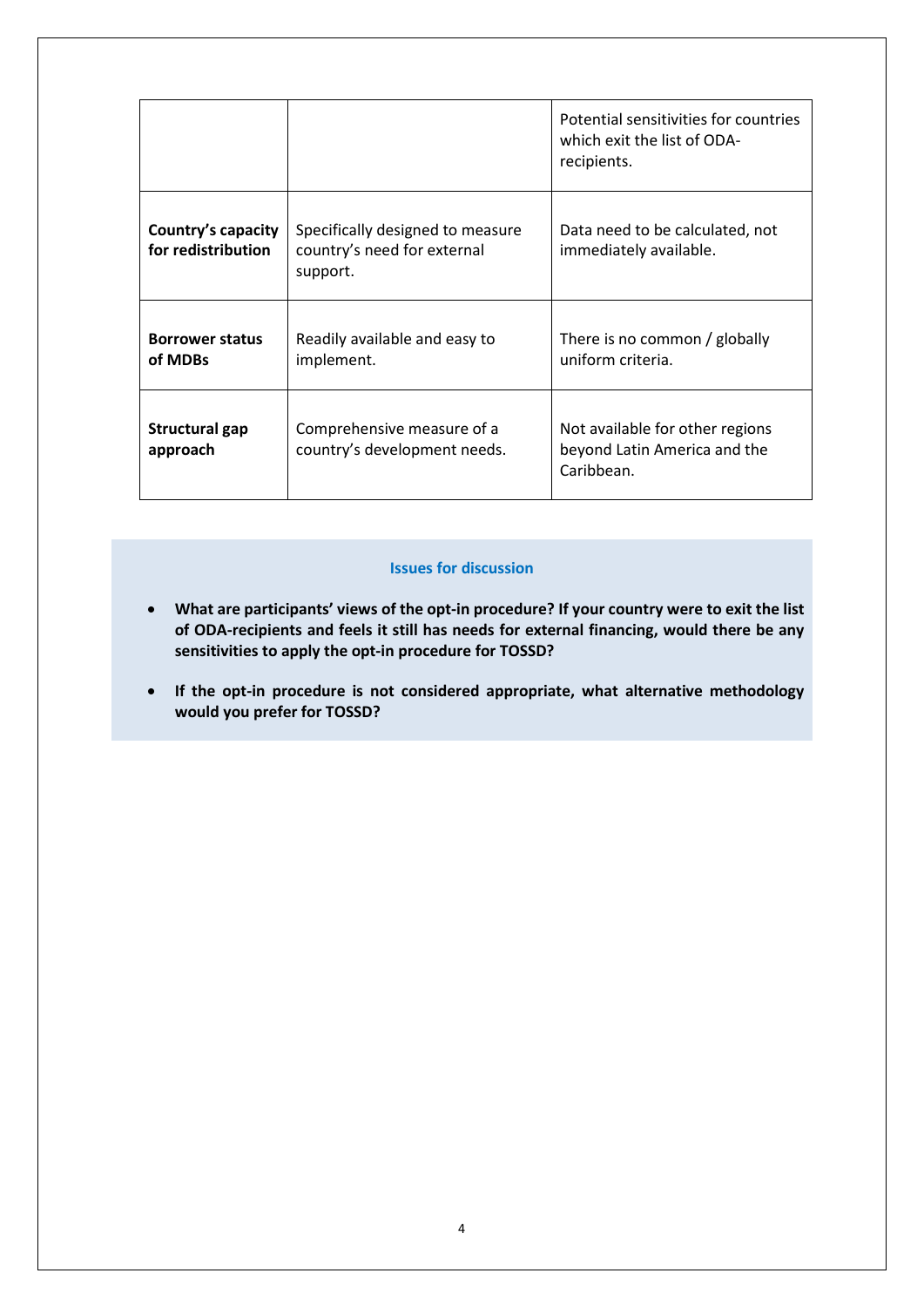| | | |
|---|---|---|
| | | Potential sensitivities for countries which exit the list of ODA-recipients. |
| **Country's capacity for redistribution** | Specifically designed to measure country's need for external support. | Data need to be calculated, not immediately available. |
| **Borrower status of MDBs** | Readily available and easy to implement. | There is no common / globally uniform criteria. |
| **Structural gap approach** | Comprehensive measure of a country's development needs. | Not available for other regions beyond Latin America and the Caribbean. |

### Issues for discussion

- **What are participants' views of the opt-in procedure? If your country were to exit the list of ODA-recipients and feels it still has needs for external financing, would there be any sensitivities to apply the opt-in procedure for TOSSD?**
- **If the opt-in procedure is not considered appropriate, what alternative methodology would you prefer for TOSSD?**